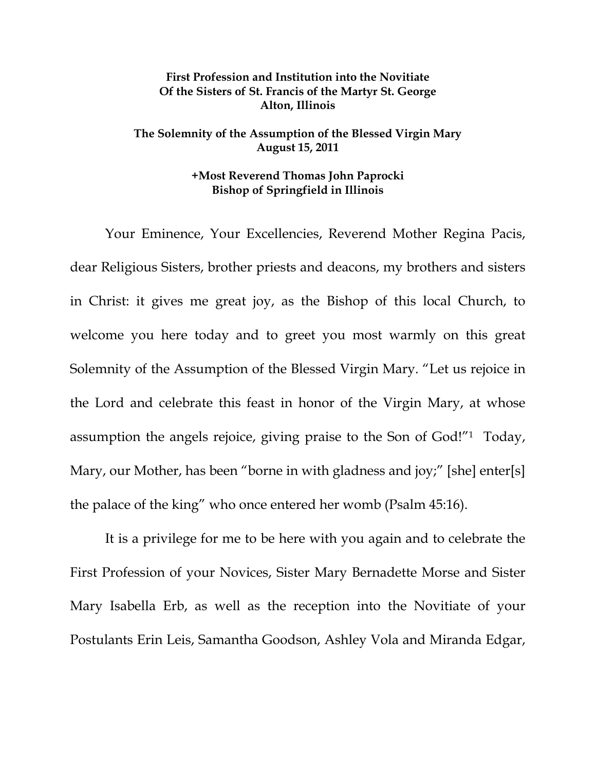**First Profession and Institution into the Novitiate**
**Of the Sisters of St. Francis of the Martyr St. George**
**Alton, Illinois**

**The Solemnity of the Assumption of the Blessed Virgin Mary**
**August 15, 2011**

**+Most Reverend Thomas John Paprocki**
**Bishop of Springfield in Illinois**

Your Eminence, Your Excellencies, Reverend Mother Regina Pacis, dear Religious Sisters, brother priests and deacons, my brothers and sisters in Christ: it gives me great joy, as the Bishop of this local Church, to welcome you here today and to greet you most warmly on this great Solemnity of the Assumption of the Blessed Virgin Mary. "Let us rejoice in the Lord and celebrate this feast in honor of the Virgin Mary, at whose assumption the angels rejoice, giving praise to the Son of God!"[1] Today, Mary, our Mother, has been "borne in with gladness and joy;" [she] enter[s] the palace of the king" who once entered her womb (Psalm 45:16).

It is a privilege for me to be here with you again and to celebrate the First Profession of your Novices, Sister Mary Bernadette Morse and Sister Mary Isabella Erb, as well as the reception into the Novitiate of your Postulants Erin Leis, Samantha Goodson, Ashley Vola and Miranda Edgar,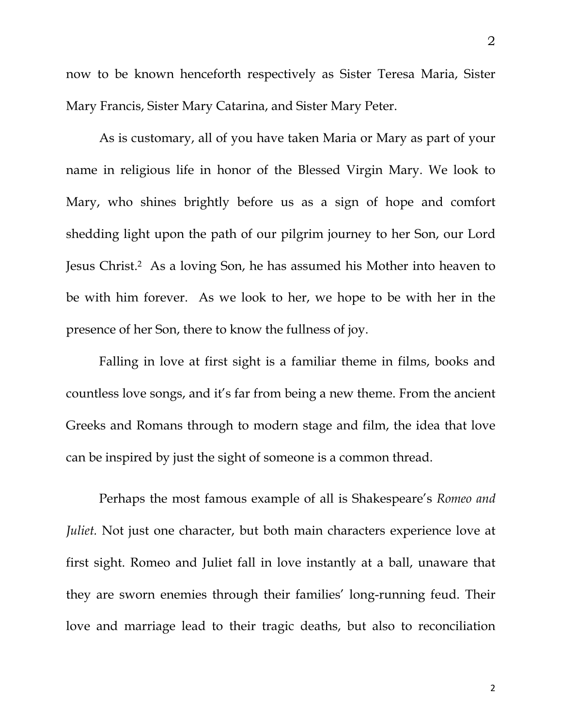now to be known henceforth respectively as Sister Teresa Maria, Sister Mary Francis, Sister Mary Catarina, and Sister Mary Peter.

As is customary, all of you have taken Maria or Mary as part of your name in religious life in honor of the Blessed Virgin Mary. We look to Mary, who shines brightly before us as a sign of hope and comfort shedding light upon the path of our pilgrim journey to her Son, our Lord Jesus Christ.[2] As a loving Son, he has assumed his Mother into heaven to be with him forever. As we look to her, we hope to be with her in the presence of her Son, there to know the fullness of joy.

Falling in love at first sight is a familiar theme in films, books and countless love songs, and it's far from being a new theme. From the ancient Greeks and Romans through to modern stage and film, the idea that love can be inspired by just the sight of someone is a common thread.

Perhaps the most famous example of all is Shakespeare's *Romeo and Juliet.* Not just one character, but both main characters experience love at first sight. Romeo and Juliet fall in love instantly at a ball, unaware that they are sworn enemies through their families' long-running feud. Their love and marriage lead to their tragic deaths, but also to reconciliation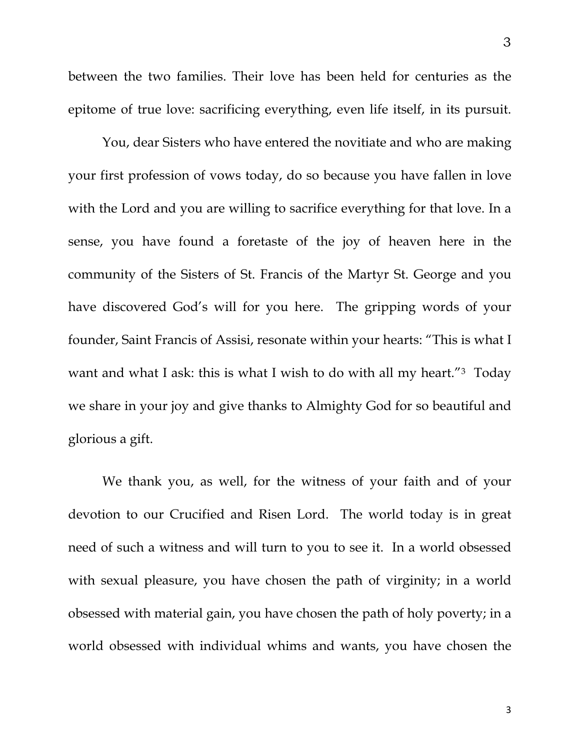between the two families. Their love has been held for centuries as the epitome of true love: sacrificing everything, even life itself, in its pursuit.

You, dear Sisters who have entered the novitiate and who are making your first profession of vows today, do so because you have fallen in love with the Lord and you are willing to sacrifice everything for that love. In a sense, you have found a foretaste of the joy of heaven here in the community of the Sisters of St. Francis of the Martyr St. George and you have discovered God's will for you here. The gripping words of your founder, Saint Francis of Assisi, resonate within your hearts: "This is what I want and what I ask: this is what I wish to do with all my heart."[3] Today we share in your joy and give thanks to Almighty God for so beautiful and glorious a gift.

We thank you, as well, for the witness of your faith and of your devotion to our Crucified and Risen Lord. The world today is in great need of such a witness and will turn to you to see it. In a world obsessed with sexual pleasure, you have chosen the path of virginity; in a world obsessed with material gain, you have chosen the path of holy poverty; in a world obsessed with individual whims and wants, you have chosen the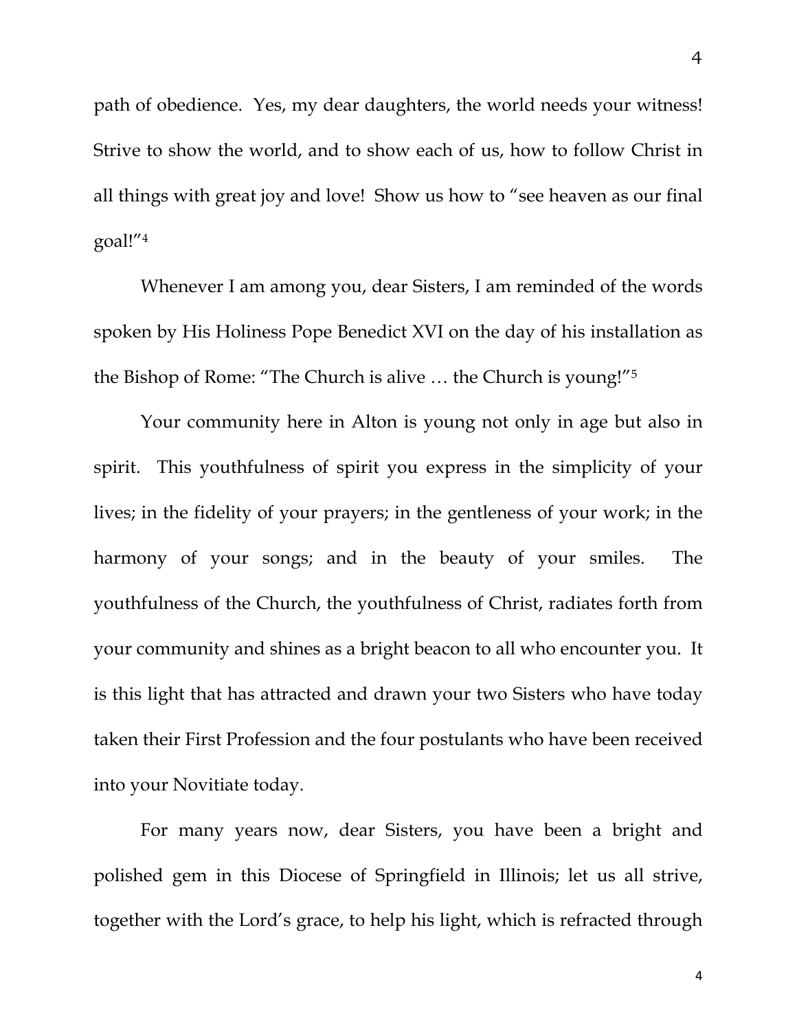path of obedience. Yes, my dear daughters, the world needs your witness! Strive to show the world, and to show each of us, how to follow Christ in all things with great joy and love! Show us how to "see heaven as our final goal!"[4]

Whenever I am among you, dear Sisters, I am reminded of the words spoken by His Holiness Pope Benedict XVI on the day of his installation as the Bishop of Rome: "The Church is alive … the Church is young!"[5]

Your community here in Alton is young not only in age but also in spirit. This youthfulness of spirit you express in the simplicity of your lives; in the fidelity of your prayers; in the gentleness of your work; in the harmony of your songs; and in the beauty of your smiles. The youthfulness of the Church, the youthfulness of Christ, radiates forth from your community and shines as a bright beacon to all who encounter you. It is this light that has attracted and drawn your two Sisters who have today taken their First Profession and the four postulants who have been received into your Novitiate today.

For many years now, dear Sisters, you have been a bright and polished gem in this Diocese of Springfield in Illinois; let us all strive, together with the Lord's grace, to help his light, which is refracted through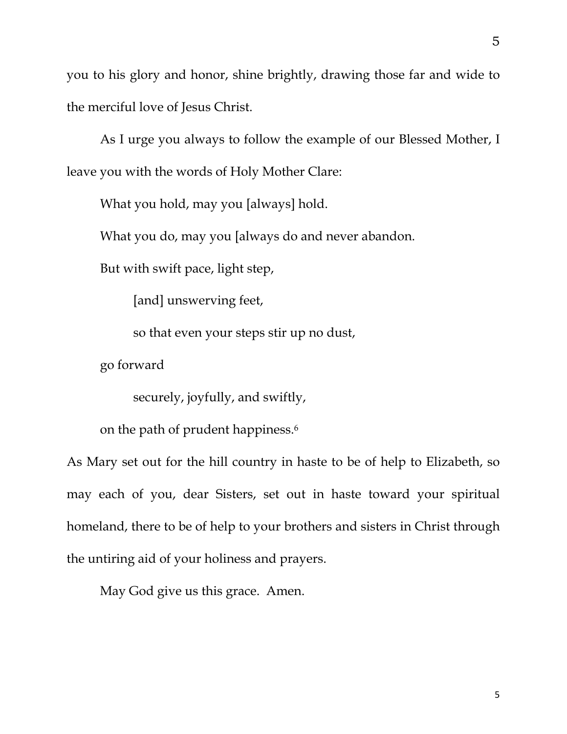you to his glory and honor, shine brightly, drawing those far and wide to the merciful love of Jesus Christ.

As I urge you always to follow the example of our Blessed Mother, I leave you with the words of Holy Mother Clare:

What you hold, may you [always] hold.

What you do, may you [always do and never abandon.

But with swift pace, light step,

[and] unswerving feet,

so that even your steps stir up no dust,

go forward

securely, joyfully, and swiftly,

on the path of prudent happiness.[6]

As Mary set out for the hill country in haste to be of help to Elizabeth, so may each of you, dear Sisters, set out in haste toward your spiritual homeland, there to be of help to your brothers and sisters in Christ through the untiring aid of your holiness and prayers.

May God give us this grace. Amen.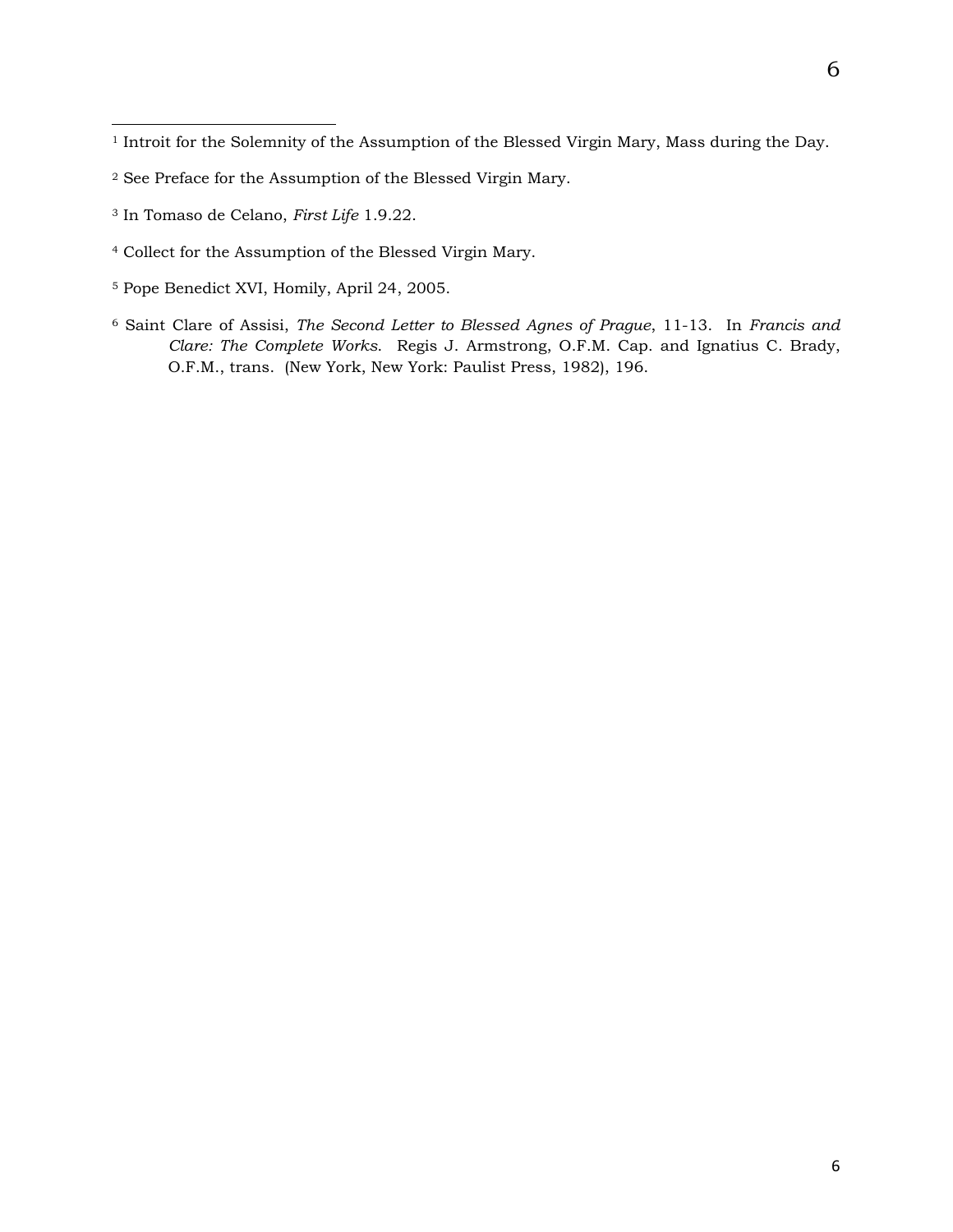[1] Introit for the Solemnity of the Assumption of the Blessed Virgin Mary, Mass during the Day.

[2] See Preface for the Assumption of the Blessed Virgin Mary.

[3] In Tomaso de Celano, *First Life* 1.9.22.

[4] Collect for the Assumption of the Blessed Virgin Mary.

[5] Pope Benedict XVI, Homily, April 24, 2005.

[6] Saint Clare of Assisi, *The Second Letter to Blessed Agnes of Prague*, 11-13. In *Francis and Clare: The Complete Works*. Regis J. Armstrong, O.F.M. Cap. and Ignatius C. Brady, O.F.M., trans. (New York, New York: Paulist Press, 1982), 196.